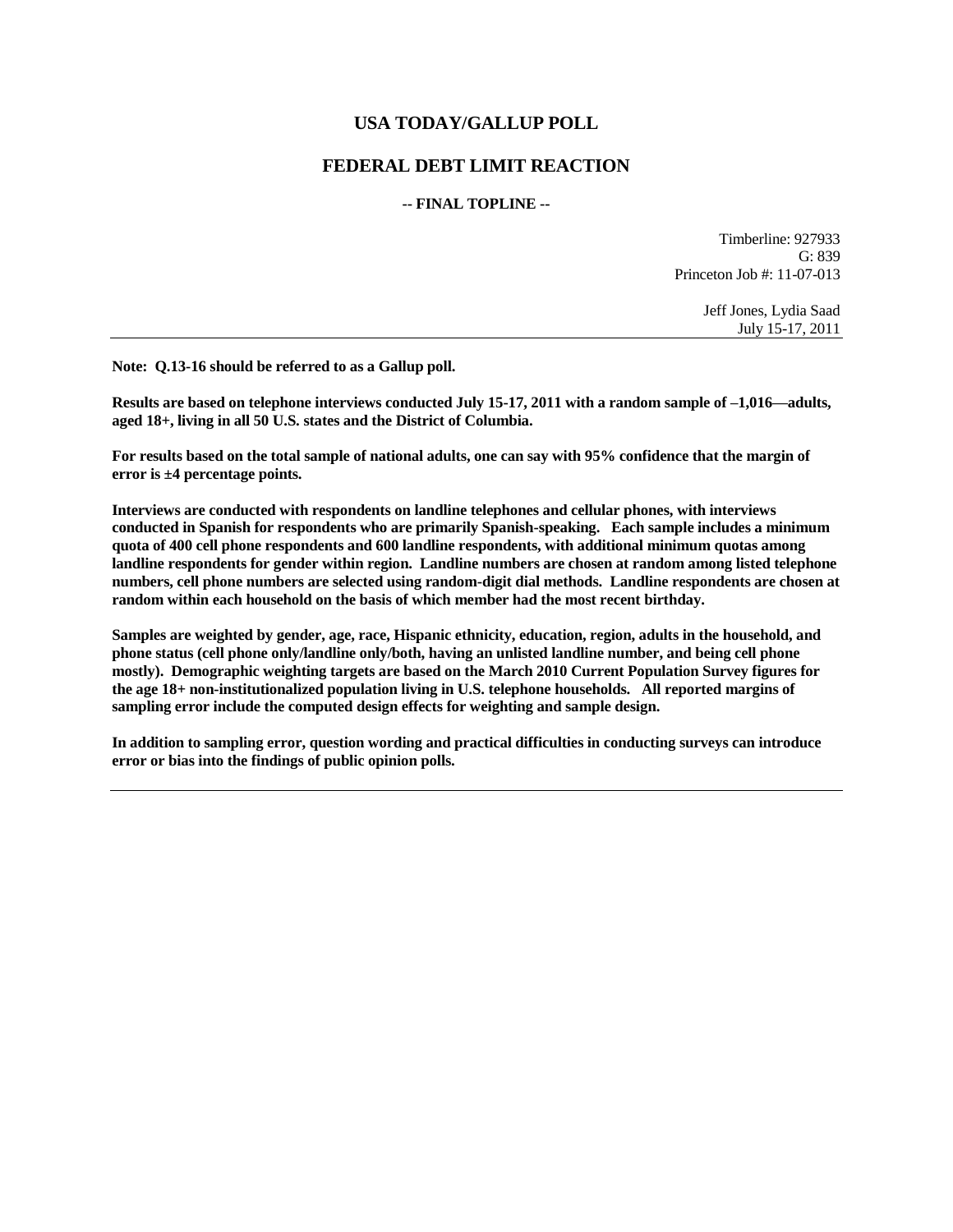# USA TODAY/GALLUP POLL

## FEDERAL DEBT LIMIT REACTION

**-- FINAL TOPLINE --**

Timberline: 927933
G: 839
Princeton Job #: 11-07-013

Jeff Jones, Lydia Saad
July 15-17, 2011

---

**Note: Q.13-16 should be referred to as a Gallup poll.**

**Results are based on telephone interviews conducted July 15-17, 2011 with a random sample of –1,016—adults, aged 18+, living in all 50 U.S. states and the District of Columbia.**

**For results based on the total sample of national adults, one can say with 95% confidence that the margin of error is ±4 percentage points.**

**Interviews are conducted with respondents on landline telephones and cellular phones, with interviews conducted in Spanish for respondents who are primarily Spanish-speaking. Each sample includes a minimum quota of 400 cell phone respondents and 600 landline respondents, with additional minimum quotas among landline respondents for gender within region. Landline numbers are chosen at random among listed telephone numbers, cell phone numbers are selected using random-digit dial methods. Landline respondents are chosen at random within each household on the basis of which member had the most recent birthday.**

**Samples are weighted by gender, age, race, Hispanic ethnicity, education, region, adults in the household, and phone status (cell phone only/landline only/both, having an unlisted landline number, and being cell phone mostly). Demographic weighting targets are based on the March 2010 Current Population Survey figures for the age 18+ non-institutionalized population living in U.S. telephone households. All reported margins of sampling error include the computed design effects for weighting and sample design.**

**In addition to sampling error, question wording and practical difficulties in conducting surveys can introduce error or bias into the findings of public opinion polls.**

---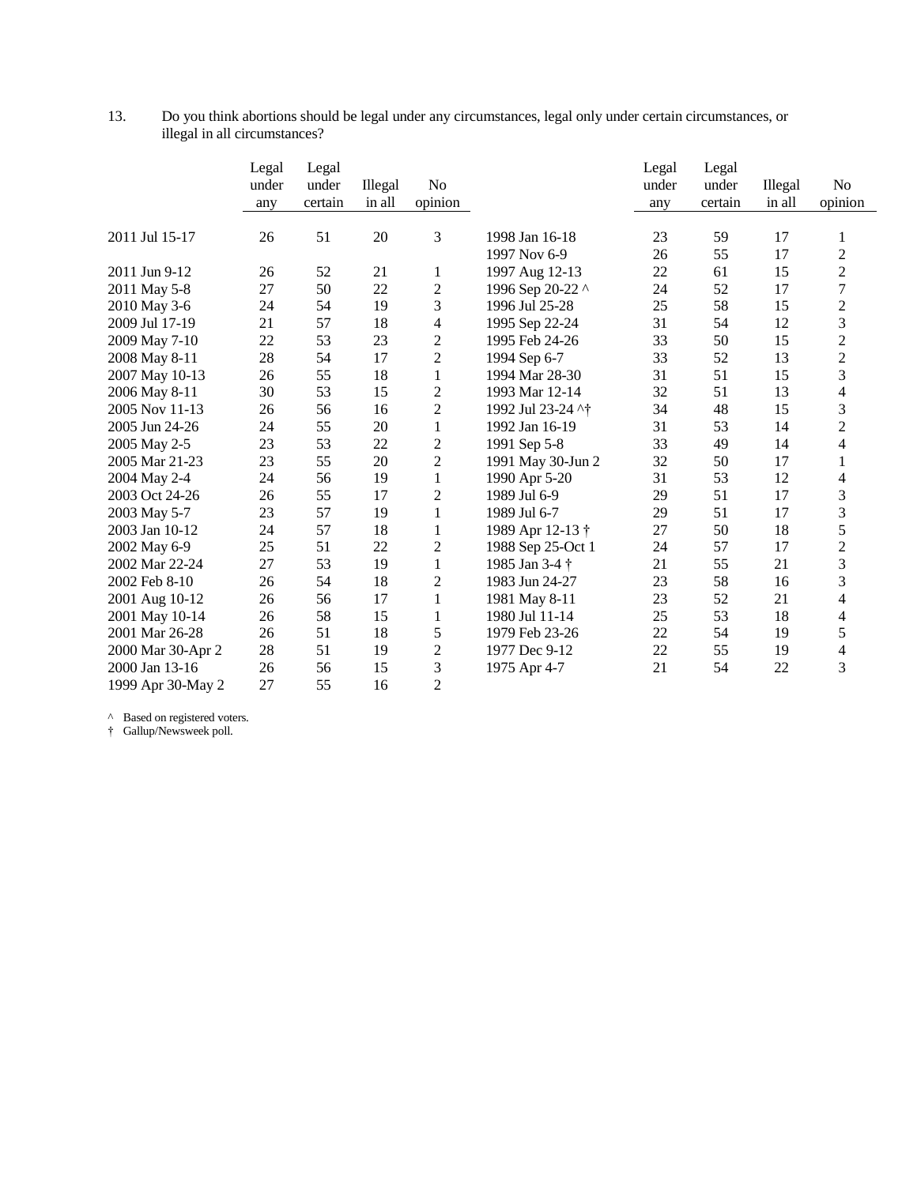13. Do you think abortions should be legal under any circumstances, legal only under certain circumstances, or illegal in all circumstances?

| | Legal under any | Legal under certain | Illegal in all | No opinion |
|---|---|---|---|---|
| 2011 Jul 15-17 | 26 | 51 | 20 | 3 |
| 2011 Jun 9-12 | 26 | 52 | 21 | 1 |
| 2011 May 5-8 | 27 | 50 | 22 | 2 |
| 2010 May 3-6 | 24 | 54 | 19 | 3 |
| 2009 Jul 17-19 | 21 | 57 | 18 | 4 |
| 2009 May 7-10 | 22 | 53 | 23 | 2 |
| 2008 May 8-11 | 28 | 54 | 17 | 2 |
| 2007 May 10-13 | 26 | 55 | 18 | 1 |
| 2006 May 8-11 | 30 | 53 | 15 | 2 |
| 2005 Nov 11-13 | 26 | 56 | 16 | 2 |
| 2005 Jun 24-26 | 24 | 55 | 20 | 1 |
| 2005 May 2-5 | 23 | 53 | 22 | 2 |
| 2005 Mar 21-23 | 23 | 55 | 20 | 2 |
| 2004 May 2-4 | 24 | 56 | 19 | 1 |
| 2003 Oct 24-26 | 26 | 55 | 17 | 2 |
| 2003 May 5-7 | 23 | 57 | 19 | 1 |
| 2003 Jan 10-12 | 24 | 57 | 18 | 1 |
| 2002 May 6-9 | 25 | 51 | 22 | 2 |
| 2002 Mar 22-24 | 27 | 53 | 19 | 1 |
| 2002 Feb 8-10 | 26 | 54 | 18 | 2 |
| 2001 Aug 10-12 | 26 | 56 | 17 | 1 |
| 2001 May 10-14 | 26 | 58 | 15 | 1 |
| 2001 Mar 26-28 | 26 | 51 | 18 | 5 |
| 2000 Mar 30-Apr 2 | 28 | 51 | 19 | 2 |
| 2000 Jan 13-16 | 26 | 56 | 15 | 3 |
| 1999 Apr 30-May 2 | 27 | 55 | 16 | 2 |
| 1998 Jan 16-18 | 23 | 59 | 17 | 1 |
| 1997 Nov 6-9 | 26 | 55 | 17 | 2 |
| 1997 Aug 12-13 | 22 | 61 | 15 | 2 |
| 1996 Sep 20-22 ^ | 24 | 52 | 17 | 7 |
| 1996 Jul 25-28 | 25 | 58 | 15 | 2 |
| 1995 Sep 22-24 | 31 | 54 | 12 | 3 |
| 1995 Feb 24-26 | 33 | 50 | 15 | 2 |
| 1994 Sep 6-7 | 33 | 52 | 13 | 2 |
| 1994 Mar 28-30 | 31 | 51 | 15 | 3 |
| 1993 Mar 12-14 | 32 | 51 | 13 | 4 |
| 1992 Jul 23-24 ^† | 34 | 48 | 15 | 3 |
| 1992 Jan 16-19 | 31 | 53 | 14 | 2 |
| 1991 Sep 5-8 | 33 | 49 | 14 | 4 |
| 1991 May 30-Jun 2 | 32 | 50 | 17 | 1 |
| 1990 Apr 5-20 | 31 | 53 | 12 | 4 |
| 1989 Jul 6-9 | 29 | 51 | 17 | 3 |
| 1989 Jul 6-7 | 29 | 51 | 17 | 3 |
| 1989 Apr 12-13 † | 27 | 50 | 18 | 5 |
| 1988 Sep 25-Oct 1 | 24 | 57 | 17 | 2 |
| 1985 Jan 3-4 † | 21 | 55 | 21 | 3 |
| 1983 Jun 24-27 | 23 | 58 | 16 | 3 |
| 1981 May 8-11 | 23 | 52 | 21 | 4 |
| 1980 Jul 11-14 | 25 | 53 | 18 | 4 |
| 1979 Feb 23-26 | 22 | 54 | 19 | 5 |
| 1977 Dec 9-12 | 22 | 55 | 19 | 4 |
| 1975 Apr 4-7 | 21 | 54 | 22 | 3 |

^ Based on registered voters.
† Gallup/Newsweek poll.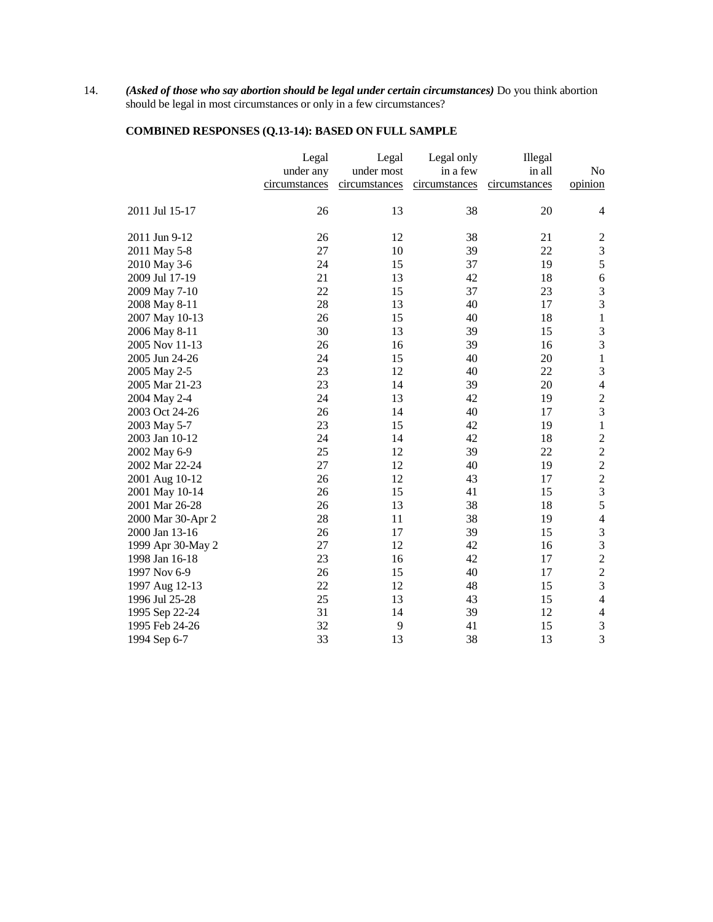14. ***(Asked of those who say abortion should be legal under certain circumstances)*** Do you think abortion should be legal in most circumstances or only in a few circumstances?

**COMBINED RESPONSES (Q.13-14): BASED ON FULL SAMPLE**

| | Legal under any circumstances | Legal under most circumstances | Legal only in a few circumstances | Illegal in all circumstances | No opinion |
|---|---|---|---|---|---|
| 2011 Jul 15-17 | 26 | 13 | 38 | 20 | 4 |
| 2011 Jun 9-12 | 26 | 12 | 38 | 21 | 2 |
| 2011 May 5-8 | 27 | 10 | 39 | 22 | 3 |
| 2010 May 3-6 | 24 | 15 | 37 | 19 | 5 |
| 2009 Jul 17-19 | 21 | 13 | 42 | 18 | 6 |
| 2009 May 7-10 | 22 | 15 | 37 | 23 | 3 |
| 2008 May 8-11 | 28 | 13 | 40 | 17 | 3 |
| 2007 May 10-13 | 26 | 15 | 40 | 18 | 1 |
| 2006 May 8-11 | 30 | 13 | 39 | 15 | 3 |
| 2005 Nov 11-13 | 26 | 16 | 39 | 16 | 3 |
| 2005 Jun 24-26 | 24 | 15 | 40 | 20 | 1 |
| 2005 May 2-5 | 23 | 12 | 40 | 22 | 3 |
| 2005 Mar 21-23 | 23 | 14 | 39 | 20 | 4 |
| 2004 May 2-4 | 24 | 13 | 42 | 19 | 2 |
| 2003 Oct 24-26 | 26 | 14 | 40 | 17 | 3 |
| 2003 May 5-7 | 23 | 15 | 42 | 19 | 1 |
| 2003 Jan 10-12 | 24 | 14 | 42 | 18 | 2 |
| 2002 May 6-9 | 25 | 12 | 39 | 22 | 2 |
| 2002 Mar 22-24 | 27 | 12 | 40 | 19 | 2 |
| 2001 Aug 10-12 | 26 | 12 | 43 | 17 | 2 |
| 2001 May 10-14 | 26 | 15 | 41 | 15 | 3 |
| 2001 Mar 26-28 | 26 | 13 | 38 | 18 | 5 |
| 2000 Mar 30-Apr 2 | 28 | 11 | 38 | 19 | 4 |
| 2000 Jan 13-16 | 26 | 17 | 39 | 15 | 3 |
| 1999 Apr 30-May 2 | 27 | 12 | 42 | 16 | 3 |
| 1998 Jan 16-18 | 23 | 16 | 42 | 17 | 2 |
| 1997 Nov 6-9 | 26 | 15 | 40 | 17 | 2 |
| 1997 Aug 12-13 | 22 | 12 | 48 | 15 | 3 |
| 1996 Jul 25-28 | 25 | 13 | 43 | 15 | 4 |
| 1995 Sep 22-24 | 31 | 14 | 39 | 12 | 4 |
| 1995 Feb 24-26 | 32 | 9 | 41 | 15 | 3 |
| 1994 Sep 6-7 | 33 | 13 | 38 | 13 | 3 |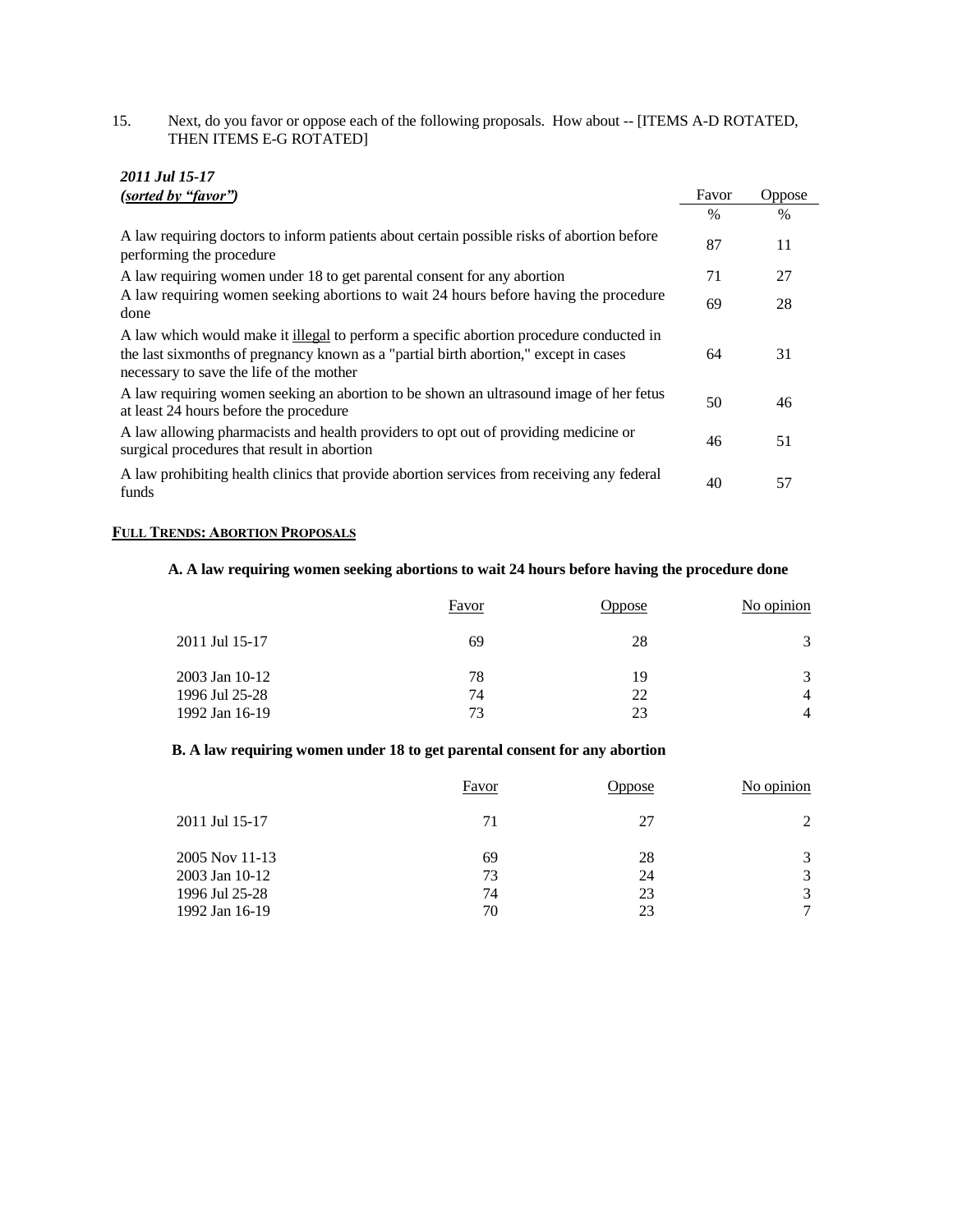15. Next, do you favor or oppose each of the following proposals. How about -- [ITEMS A-D ROTATED, THEN ITEMS E-G ROTATED]

***2011 Jul 15-17***
***(sorted by "favor")***

| | Favor | Oppose |
|---|---|---|
| | % | % |
| A law requiring doctors to inform patients about certain possible risks of abortion before performing the procedure | 87 | 11 |
| A law requiring women under 18 to get parental consent for any abortion | 71 | 27 |
| A law requiring women seeking abortions to wait 24 hours before having the procedure done | 69 | 28 |
| A law which would make it illegal to perform a specific abortion procedure conducted in the last sixmonths of pregnancy known as a "partial birth abortion," except in cases necessary to save the life of the mother | 64 | 31 |
| A law requiring women seeking an abortion to be shown an ultrasound image of her fetus at least 24 hours before the procedure | 50 | 46 |
| A law allowing pharmacists and health providers to opt out of providing medicine or surgical procedures that result in abortion | 46 | 51 |
| A law prohibiting health clinics that provide abortion services from receiving any federal funds | 40 | 57 |

**FULL TRENDS: ABORTION PROPOSALS**

**A. A law requiring women seeking abortions to wait 24 hours before having the procedure done**

| | Favor | Oppose | No opinion |
|---|---|---|---|
| 2011 Jul 15-17 | 69 | 28 | 3 |
| 2003 Jan 10-12 | 78 | 19 | 3 |
| 1996 Jul 25-28 | 74 | 22 | 4 |
| 1992 Jan 16-19 | 73 | 23 | 4 |

**B. A law requiring women under 18 to get parental consent for any abortion**

| | Favor | Oppose | No opinion |
|---|---|---|---|
| 2011 Jul 15-17 | 71 | 27 | 2 |
| 2005 Nov 11-13 | 69 | 28 | 3 |
| 2003 Jan 10-12 | 73 | 24 | 3 |
| 1996 Jul 25-28 | 74 | 23 | 3 |
| 1992 Jan 16-19 | 70 | 23 | 7 |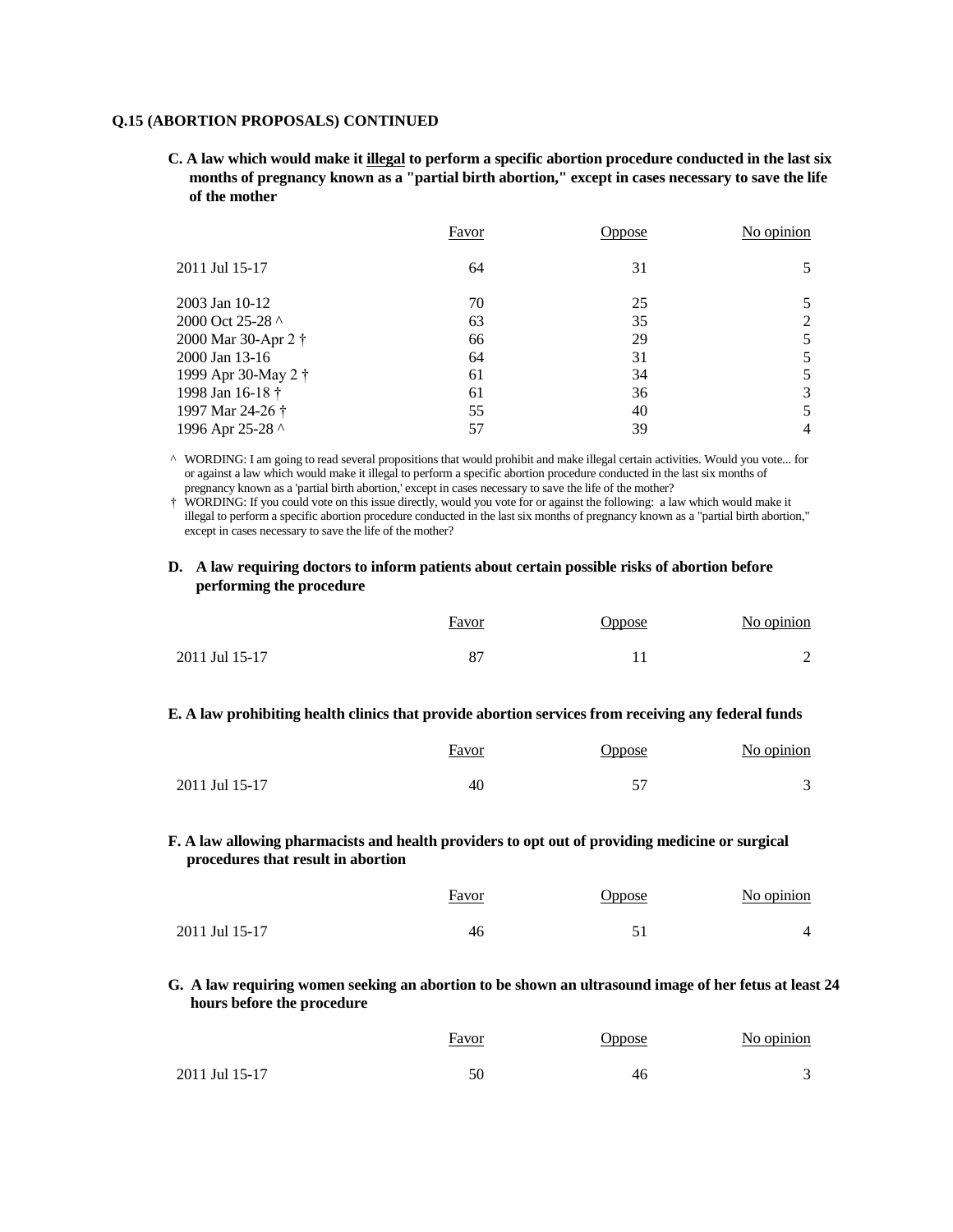**Q.15 (ABORTION PROPOSALS) CONTINUED**

**C. A law which would make it <u>illegal</u> to perform a specific abortion procedure conducted in the last six months of pregnancy known as a "partial birth abortion," except in cases necessary to save the life of the mother**

| | Favor | Oppose | No opinion |
|---|---|---|---|
| 2011 Jul 15-17 | 64 | 31 | 5 |
| 2003 Jan 10-12 | 70 | 25 | 5 |
| 2000 Oct 25-28 ^ | 63 | 35 | 2 |
| 2000 Mar 30-Apr 2 † | 66 | 29 | 5 |
| 2000 Jan 13-16 | 64 | 31 | 5 |
| 1999 Apr 30-May 2 † | 61 | 34 | 5 |
| 1998 Jan 16-18 † | 61 | 36 | 3 |
| 1997 Mar 24-26 † | 55 | 40 | 5 |
| 1996 Apr 25-28 ^ | 57 | 39 | 4 |

^ WORDING: I am going to read several propositions that would prohibit and make illegal certain activities. Would you vote... for or against a law which would make it illegal to perform a specific abortion procedure conducted in the last six months of pregnancy known as a 'partial birth abortion,' except in cases necessary to save the life of the mother?

† WORDING: If you could vote on this issue directly, would you vote for or against the following: a law which would make it illegal to perform a specific abortion procedure conducted in the last six months of pregnancy known as a "partial birth abortion," except in cases necessary to save the life of the mother?

**D. A law requiring doctors to inform patients about certain possible risks of abortion before performing the procedure**

| | Favor | Oppose | No opinion |
|---|---|---|---|
| 2011 Jul 15-17 | 87 | 11 | 2 |

**E. A law prohibiting health clinics that provide abortion services from receiving any federal funds**

| | Favor | Oppose | No opinion |
|---|---|---|---|
| 2011 Jul 15-17 | 40 | 57 | 3 |

**F. A law allowing pharmacists and health providers to opt out of providing medicine or surgical procedures that result in abortion**

| | Favor | Oppose | No opinion |
|---|---|---|---|
| 2011 Jul 15-17 | 46 | 51 | 4 |

**G. A law requiring women seeking an abortion to be shown an ultrasound image of her fetus at least 24 hours before the procedure**

| | Favor | Oppose | No opinion |
|---|---|---|---|
| 2011 Jul 15-17 | 50 | 46 | 3 |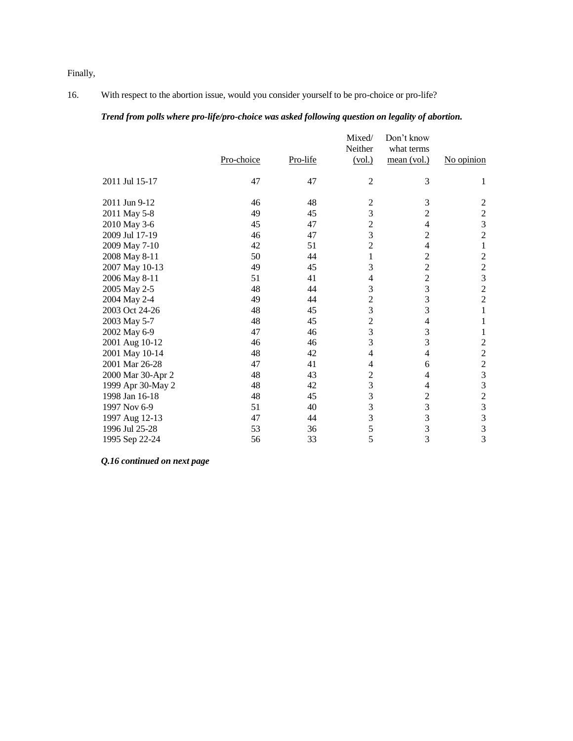Finally,

16. With respect to the abortion issue, would you consider yourself to be pro-choice or pro-life?

***Trend from polls where pro-life/pro-choice was asked following question on legality of abortion.***

| | Pro-choice | Pro-life | Mixed/ Neither (vol.) | Don't know what terms mean (vol.) | No opinion |
|---|---|---|---|---|---|
| 2011 Jul 15-17 | 47 | 47 | 2 | 3 | 1 |
| 2011 Jun 9-12 | 46 | 48 | 2 | 3 | 2 |
| 2011 May 5-8 | 49 | 45 | 3 | 2 | 2 |
| 2010 May 3-6 | 45 | 47 | 2 | 4 | 3 |
| 2009 Jul 17-19 | 46 | 47 | 3 | 2 | 2 |
| 2009 May 7-10 | 42 | 51 | 2 | 4 | 1 |
| 2008 May 8-11 | 50 | 44 | 1 | 2 | 2 |
| 2007 May 10-13 | 49 | 45 | 3 | 2 | 2 |
| 2006 May 8-11 | 51 | 41 | 4 | 2 | 3 |
| 2005 May 2-5 | 48 | 44 | 3 | 3 | 2 |
| 2004 May 2-4 | 49 | 44 | 2 | 3 | 2 |
| 2003 Oct 24-26 | 48 | 45 | 3 | 3 | 1 |
| 2003 May 5-7 | 48 | 45 | 2 | 4 | 1 |
| 2002 May 6-9 | 47 | 46 | 3 | 3 | 1 |
| 2001 Aug 10-12 | 46 | 46 | 3 | 3 | 2 |
| 2001 May 10-14 | 48 | 42 | 4 | 4 | 2 |
| 2001 Mar 26-28 | 47 | 41 | 4 | 6 | 2 |
| 2000 Mar 30-Apr 2 | 48 | 43 | 2 | 4 | 3 |
| 1999 Apr 30-May 2 | 48 | 42 | 3 | 4 | 3 |
| 1998 Jan 16-18 | 48 | 45 | 3 | 2 | 2 |
| 1997 Nov 6-9 | 51 | 40 | 3 | 3 | 3 |
| 1997 Aug 12-13 | 47 | 44 | 3 | 3 | 3 |
| 1996 Jul 25-28 | 53 | 36 | 5 | 3 | 3 |
| 1995 Sep 22-24 | 56 | 33 | 5 | 3 | 3 |

***Q.16 continued on next page***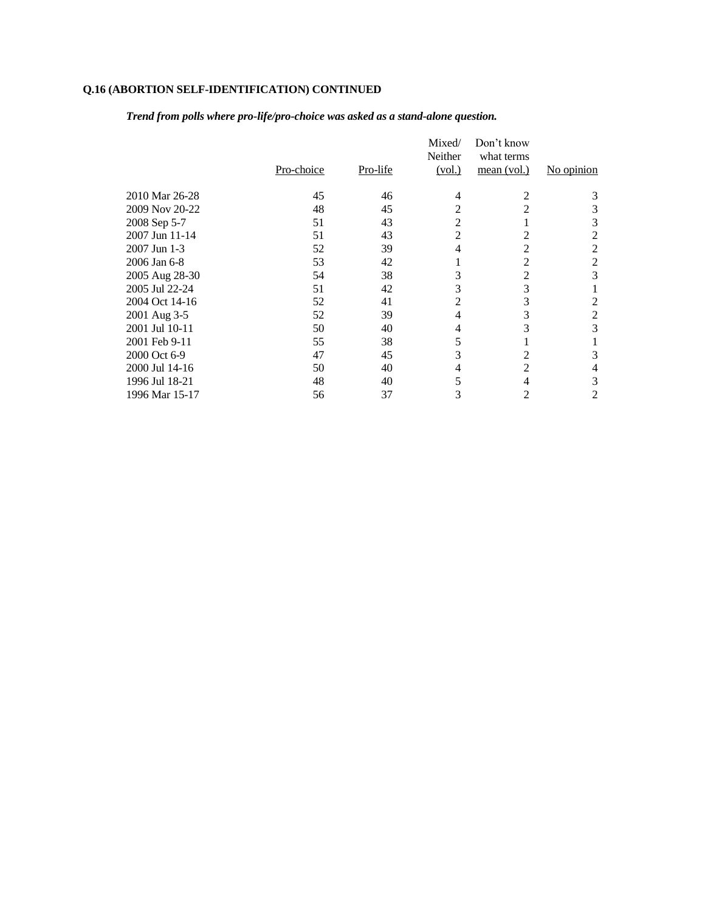**Q.16 (ABORTION SELF-IDENTIFICATION) CONTINUED**

***Trend from polls where pro-life/pro-choice was asked as a stand-alone question.***

| | Pro-choice | Pro-life | Mixed/ Neither (vol.) | Don't know what terms mean (vol.) | No opinion |
|---|---|---|---|---|---|
| 2010 Mar 26-28 | 45 | 46 | 4 | 2 | 3 |
| 2009 Nov 20-22 | 48 | 45 | 2 | 2 | 3 |
| 2008 Sep 5-7 | 51 | 43 | 2 | 1 | 3 |
| 2007 Jun 11-14 | 51 | 43 | 2 | 2 | 2 |
| 2007 Jun 1-3 | 52 | 39 | 4 | 2 | 2 |
| 2006 Jan 6-8 | 53 | 42 | 1 | 2 | 2 |
| 2005 Aug 28-30 | 54 | 38 | 3 | 2 | 3 |
| 2005 Jul 22-24 | 51 | 42 | 3 | 3 | 1 |
| 2004 Oct 14-16 | 52 | 41 | 2 | 3 | 2 |
| 2001 Aug 3-5 | 52 | 39 | 4 | 3 | 2 |
| 2001 Jul 10-11 | 50 | 40 | 4 | 3 | 3 |
| 2001 Feb 9-11 | 55 | 38 | 5 | 1 | 1 |
| 2000 Oct 6-9 | 47 | 45 | 3 | 2 | 3 |
| 2000 Jul 14-16 | 50 | 40 | 4 | 2 | 4 |
| 1996 Jul 18-21 | 48 | 40 | 5 | 4 | 3 |
| 1996 Mar 15-17 | 56 | 37 | 3 | 2 | 2 |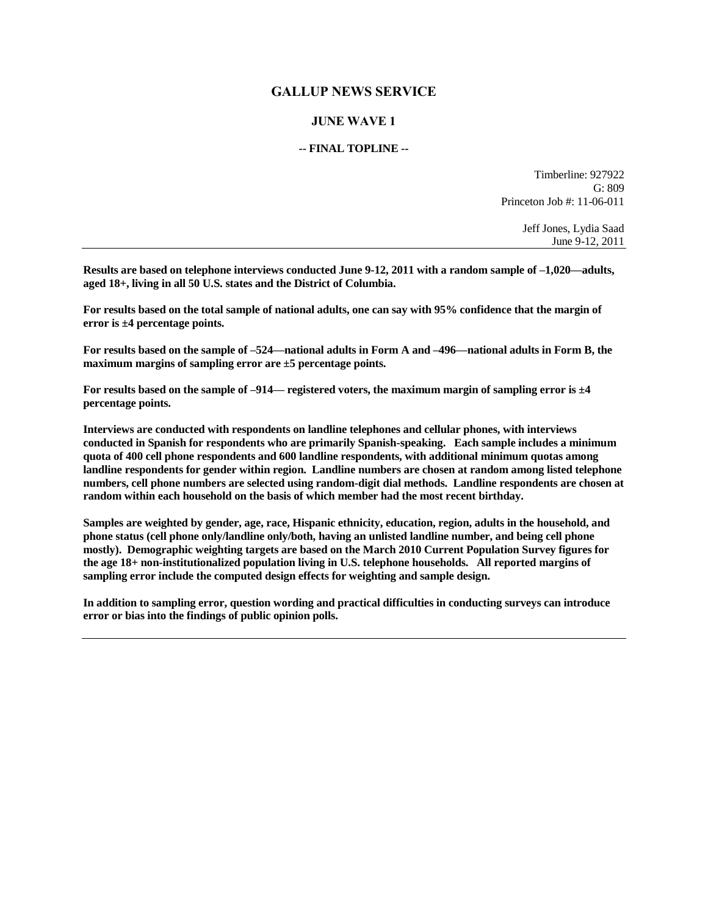# GALLUP NEWS SERVICE

## JUNE WAVE 1

### -- FINAL TOPLINE --

Timberline: 927922
G: 809
Princeton Job #: 11-06-011

Jeff Jones, Lydia Saad
June 9-12, 2011

---

**Results are based on telephone interviews conducted June 9-12, 2011 with a random sample of –1,020—adults, aged 18+, living in all 50 U.S. states and the District of Columbia.**

**For results based on the total sample of national adults, one can say with 95% confidence that the margin of error is ±4 percentage points.**

**For results based on the sample of –524—national adults in Form A and –496—national adults in Form B, the maximum margins of sampling error are ±5 percentage points.**

**For results based on the sample of –914— registered voters, the maximum margin of sampling error is ±4 percentage points.**

**Interviews are conducted with respondents on landline telephones and cellular phones, with interviews conducted in Spanish for respondents who are primarily Spanish-speaking. Each sample includes a minimum quota of 400 cell phone respondents and 600 landline respondents, with additional minimum quotas among landline respondents for gender within region. Landline numbers are chosen at random among listed telephone numbers, cell phone numbers are selected using random-digit dial methods. Landline respondents are chosen at random within each household on the basis of which member had the most recent birthday.**

**Samples are weighted by gender, age, race, Hispanic ethnicity, education, region, adults in the household, and phone status (cell phone only/landline only/both, having an unlisted landline number, and being cell phone mostly). Demographic weighting targets are based on the March 2010 Current Population Survey figures for the age 18+ non-institutionalized population living in U.S. telephone households. All reported margins of sampling error include the computed design effects for weighting and sample design.**

**In addition to sampling error, question wording and practical difficulties in conducting surveys can introduce error or bias into the findings of public opinion polls.**

---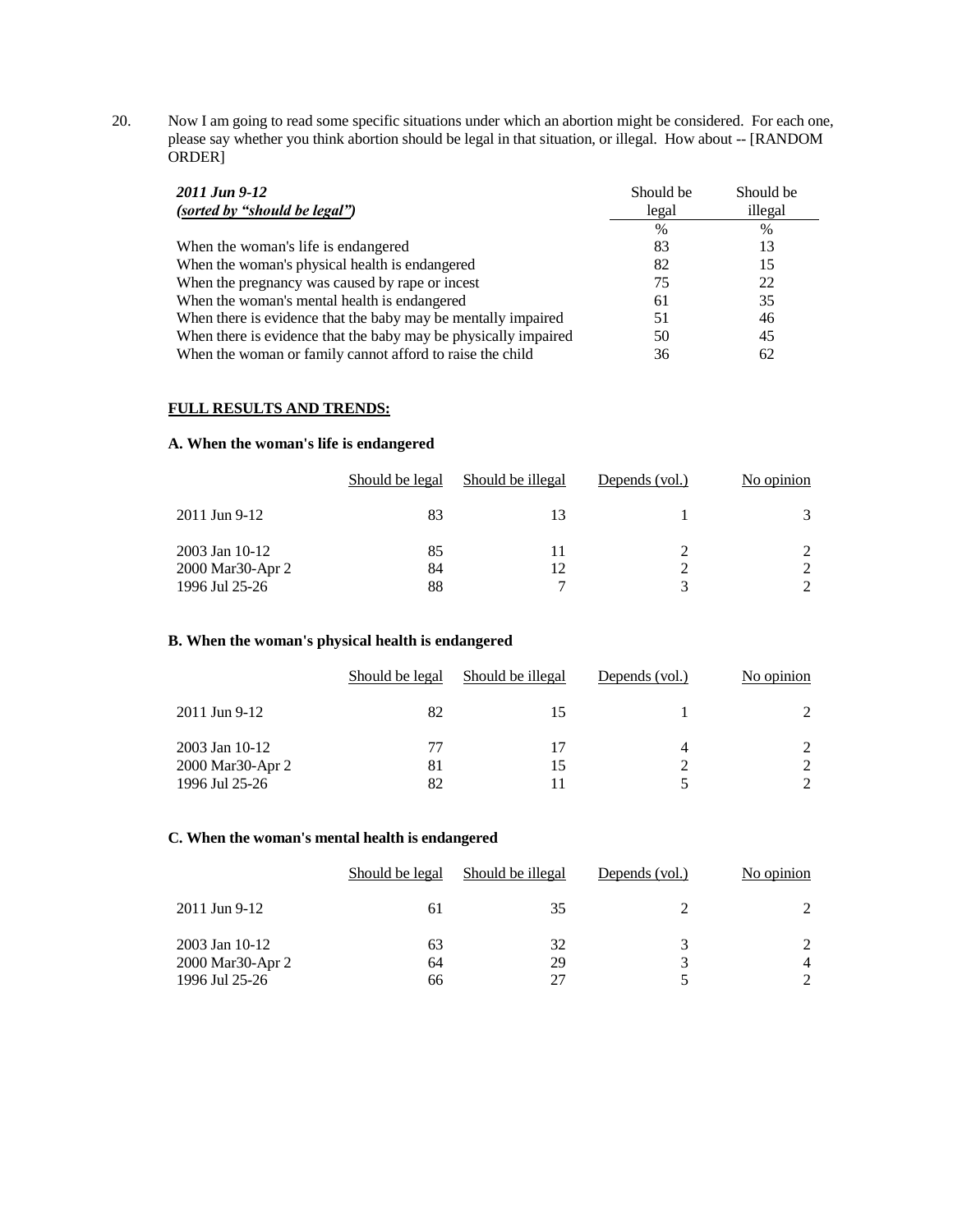20. Now I am going to read some specific situations under which an abortion might be considered. For each one, please say whether you think abortion should be legal in that situation, or illegal. How about -- [RANDOM ORDER]

| ***2011 Jun 9-12*** ***(sorted by "should be legal")*** | Should be legal | Should be illegal |
|---|---|---|
| | % | % |
| When the woman's life is endangered | 83 | 13 |
| When the woman's physical health is endangered | 82 | 15 |
| When the pregnancy was caused by rape or incest | 75 | 22 |
| When the woman's mental health is endangered | 61 | 35 |
| When there is evidence that the baby may be mentally impaired | 51 | 46 |
| When there is evidence that the baby may be physically impaired | 50 | 45 |
| When the woman or family cannot afford to raise the child | 36 | 62 |

**FULL RESULTS AND TRENDS:**

**A. When the woman's life is endangered**

| | Should be legal | Should be illegal | Depends (vol.) | No opinion |
|---|---|---|---|---|
| 2011 Jun 9-12 | 83 | 13 | 1 | 3 |
| 2003 Jan 10-12 | 85 | 11 | 2 | 2 |
| 2000 Mar30-Apr 2 | 84 | 12 | 2 | 2 |
| 1996 Jul 25-26 | 88 | 7 | 3 | 2 |

**B. When the woman's physical health is endangered**

| | Should be legal | Should be illegal | Depends (vol.) | No opinion |
|---|---|---|---|---|
| 2011 Jun 9-12 | 82 | 15 | 1 | 2 |
| 2003 Jan 10-12 | 77 | 17 | 4 | 2 |
| 2000 Mar30-Apr 2 | 81 | 15 | 2 | 2 |
| 1996 Jul 25-26 | 82 | 11 | 5 | 2 |

**C. When the woman's mental health is endangered**

| | Should be legal | Should be illegal | Depends (vol.) | No opinion |
|---|---|---|---|---|
| 2011 Jun 9-12 | 61 | 35 | 2 | 2 |
| 2003 Jan 10-12 | 63 | 32 | 3 | 2 |
| 2000 Mar30-Apr 2 | 64 | 29 | 3 | 4 |
| 1996 Jul 25-26 | 66 | 27 | 5 | 2 |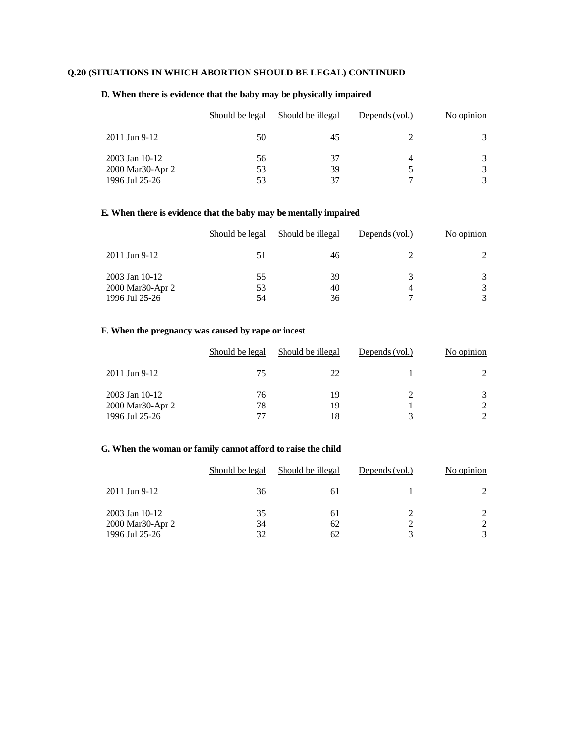**Q.20 (SITUATIONS IN WHICH ABORTION SHOULD BE LEGAL) CONTINUED**

**D. When there is evidence that the baby may be physically impaired**

| | Should be legal | Should be illegal | Depends (vol.) | No opinion |
|---|---|---|---|---|
| 2011 Jun 9-12 | 50 | 45 | 2 | 3 |
| 2003 Jan 10-12 | 56 | 37 | 4 | 3 |
| 2000 Mar30-Apr 2 | 53 | 39 | 5 | 3 |
| 1996 Jul 25-26 | 53 | 37 | 7 | 3 |

**E. When there is evidence that the baby may be mentally impaired**

| | Should be legal | Should be illegal | Depends (vol.) | No opinion |
|---|---|---|---|---|
| 2011 Jun 9-12 | 51 | 46 | 2 | 2 |
| 2003 Jan 10-12 | 55 | 39 | 3 | 3 |
| 2000 Mar30-Apr 2 | 53 | 40 | 4 | 3 |
| 1996 Jul 25-26 | 54 | 36 | 7 | 3 |

**F. When the pregnancy was caused by rape or incest**

| | Should be legal | Should be illegal | Depends (vol.) | No opinion |
|---|---|---|---|---|
| 2011 Jun 9-12 | 75 | 22 | 1 | 2 |
| 2003 Jan 10-12 | 76 | 19 | 2 | 3 |
| 2000 Mar30-Apr 2 | 78 | 19 | 1 | 2 |
| 1996 Jul 25-26 | 77 | 18 | 3 | 2 |

**G. When the woman or family cannot afford to raise the child**

| | Should be legal | Should be illegal | Depends (vol.) | No opinion |
|---|---|---|---|---|
| 2011 Jun 9-12 | 36 | 61 | 1 | 2 |
| 2003 Jan 10-12 | 35 | 61 | 2 | 2 |
| 2000 Mar30-Apr 2 | 34 | 62 | 2 | 2 |
| 1996 Jul 25-26 | 32 | 62 | 3 | 3 |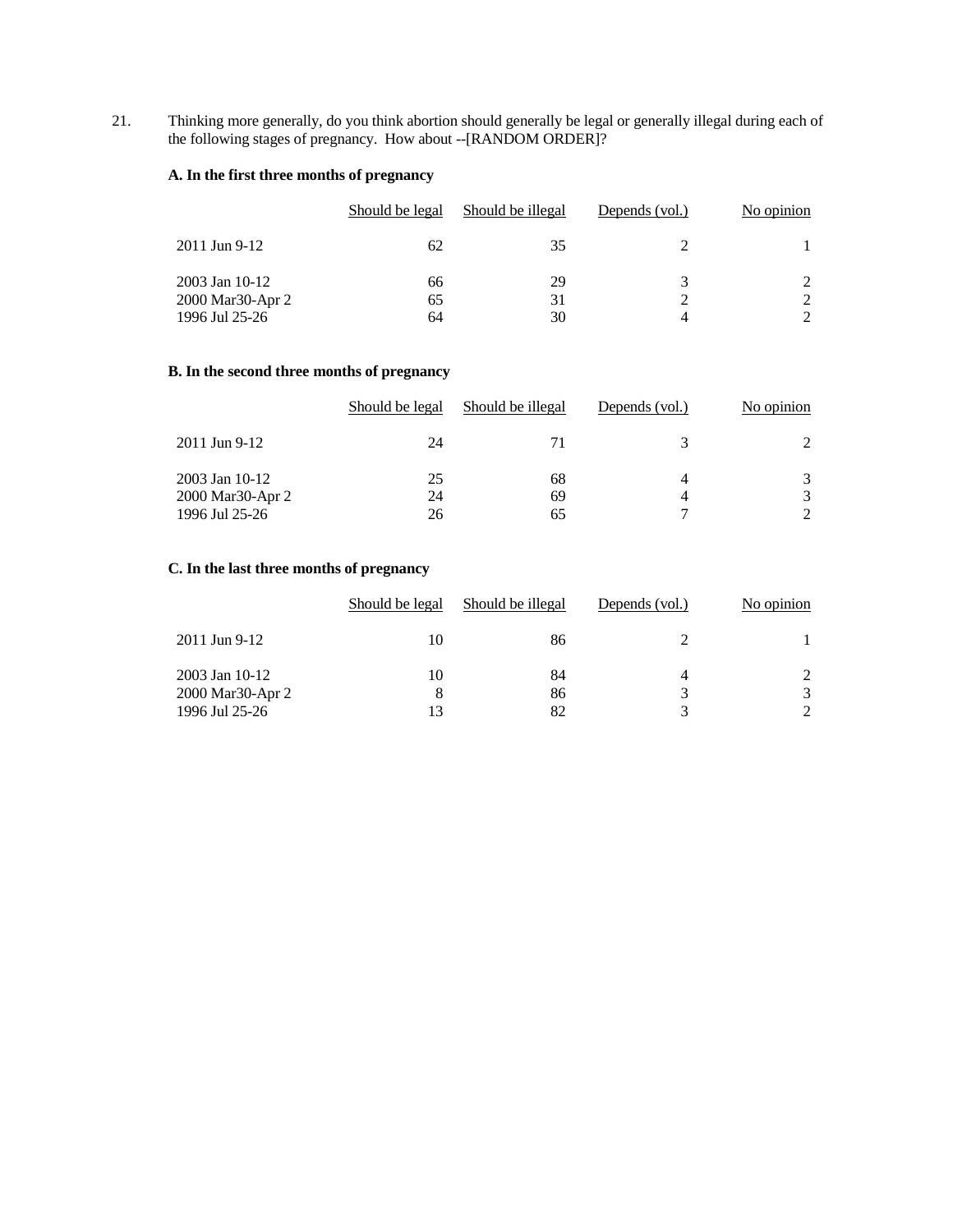21. Thinking more generally, do you think abortion should generally be legal or generally illegal during each of the following stages of pregnancy. How about --[RANDOM ORDER]?

**A. In the first three months of pregnancy**

| | Should be legal | Should be illegal | Depends (vol.) | No opinion |
|---|---|---|---|---|
| 2011 Jun 9-12 | 62 | 35 | 2 | 1 |
| 2003 Jan 10-12 | 66 | 29 | 3 | 2 |
| 2000 Mar30-Apr 2 | 65 | 31 | 2 | 2 |
| 1996 Jul 25-26 | 64 | 30 | 4 | 2 |

**B. In the second three months of pregnancy**

| | Should be legal | Should be illegal | Depends (vol.) | No opinion |
|---|---|---|---|---|
| 2011 Jun 9-12 | 24 | 71 | 3 | 2 |
| 2003 Jan 10-12 | 25 | 68 | 4 | 3 |
| 2000 Mar30-Apr 2 | 24 | 69 | 4 | 3 |
| 1996 Jul 25-26 | 26 | 65 | 7 | 2 |

**C. In the last three months of pregnancy**

| | Should be legal | Should be illegal | Depends (vol.) | No opinion |
|---|---|---|---|---|
| 2011 Jun 9-12 | 10 | 86 | 2 | 1 |
| 2003 Jan 10-12 | 10 | 84 | 4 | 2 |
| 2000 Mar30-Apr 2 | 8 | 86 | 3 | 3 |
| 1996 Jul 25-26 | 13 | 82 | 3 | 2 |